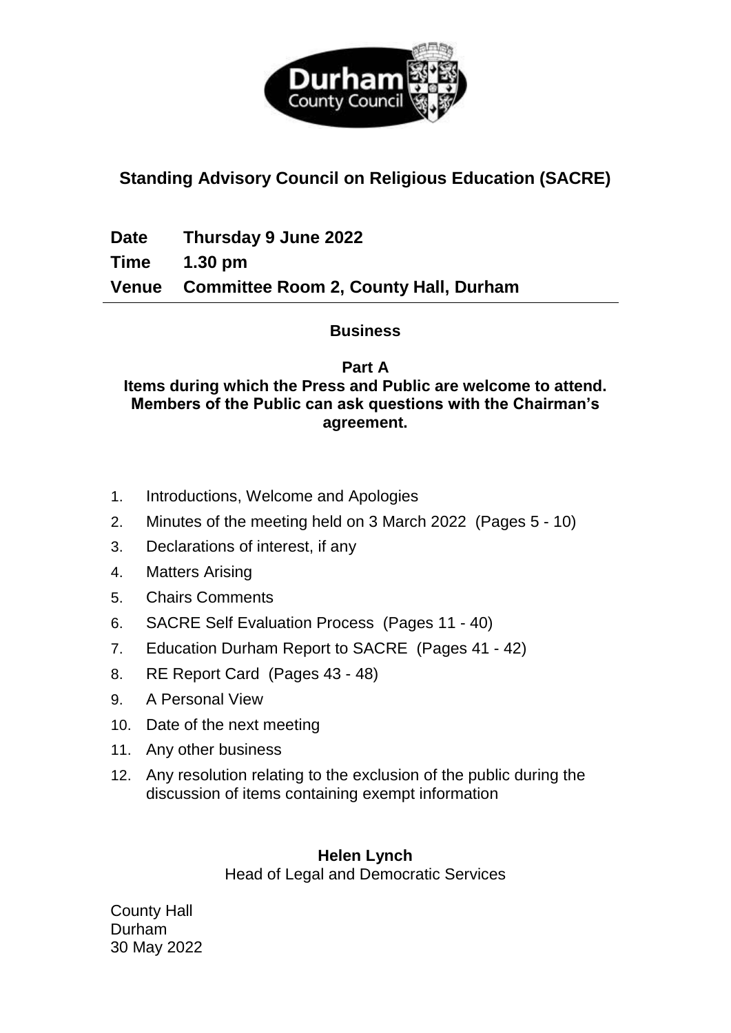Durham County Council

# Standing Advisory Council on Religious Education (SACRE)

**Date** **Thursday 9 June 2022**

**Time** **1.30 pm**

**Venue** **Committee Room 2, County Hall, Durham**

## Business

**Part A**

**Items during which the Press and Public are welcome to attend. Members of the Public can ask questions with the Chairman's agreement.**

1. Introductions, Welcome and Apologies
2. Minutes of the meeting held on 3 March 2022 (Pages 5 - 10)
3. Declarations of interest, if any
4. Matters Arising
5. Chairs Comments
6. SACRE Self Evaluation Process (Pages 11 - 40)
7. Education Durham Report to SACRE (Pages 41 - 42)
8. RE Report Card (Pages 43 - 48)
9. A Personal View
10. Date of the next meeting
11. Any other business
12. Any resolution relating to the exclusion of the public during the discussion of items containing exempt information

**Helen Lynch**
Head of Legal and Democratic Services

County Hall
Durham
30 May 2022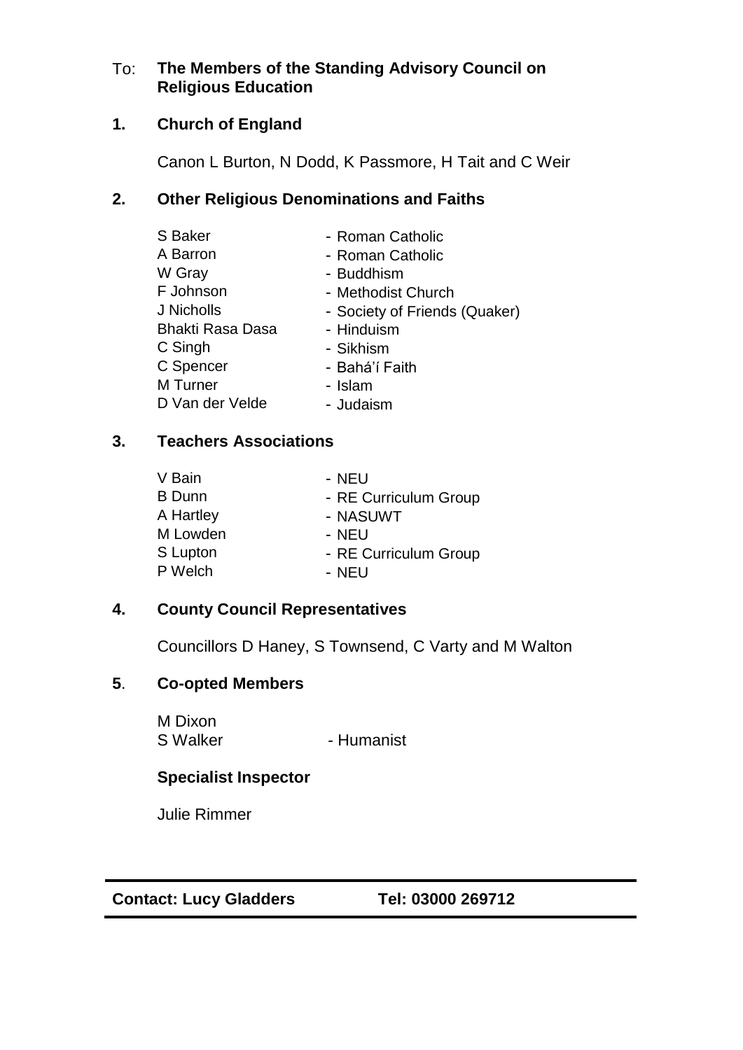To: **The Members of the Standing Advisory Council on Religious Education**

## 1. Church of England

Canon L Burton, N Dodd, K Passmore, H Tait and C Weir

## 2. Other Religious Denominations and Faiths

| | |
|---|---|
| S Baker | - Roman Catholic |
| A Barron | - Roman Catholic |
| W Gray | - Buddhism |
| F Johnson | - Methodist Church |
| J Nicholls | - Society of Friends (Quaker) |
| Bhakti Rasa Dasa | - Hinduism |
| C Singh | - Sikhism |
| C Spencer | - Bahá'í Faith |
| M Turner | - Islam |
| D Van der Velde | - Judaism |

## 3. Teachers Associations

| | |
|---|---|
| V Bain | - NEU |
| B Dunn | - RE Curriculum Group |
| A Hartley | - NASUWT |
| M Lowden | - NEU |
| S Lupton | - RE Curriculum Group |
| P Welch | - NEU |

## 4. County Council Representatives

Councillors D Haney, S Townsend, C Varty and M Walton

## 5. Co-opted Members

| | |
|---|---|
| M Dixon | |
| S Walker | - Humanist |

### Specialist Inspector

Julie Rimmer

**Contact: Lucy Gladders** **Tel: 03000 269712**